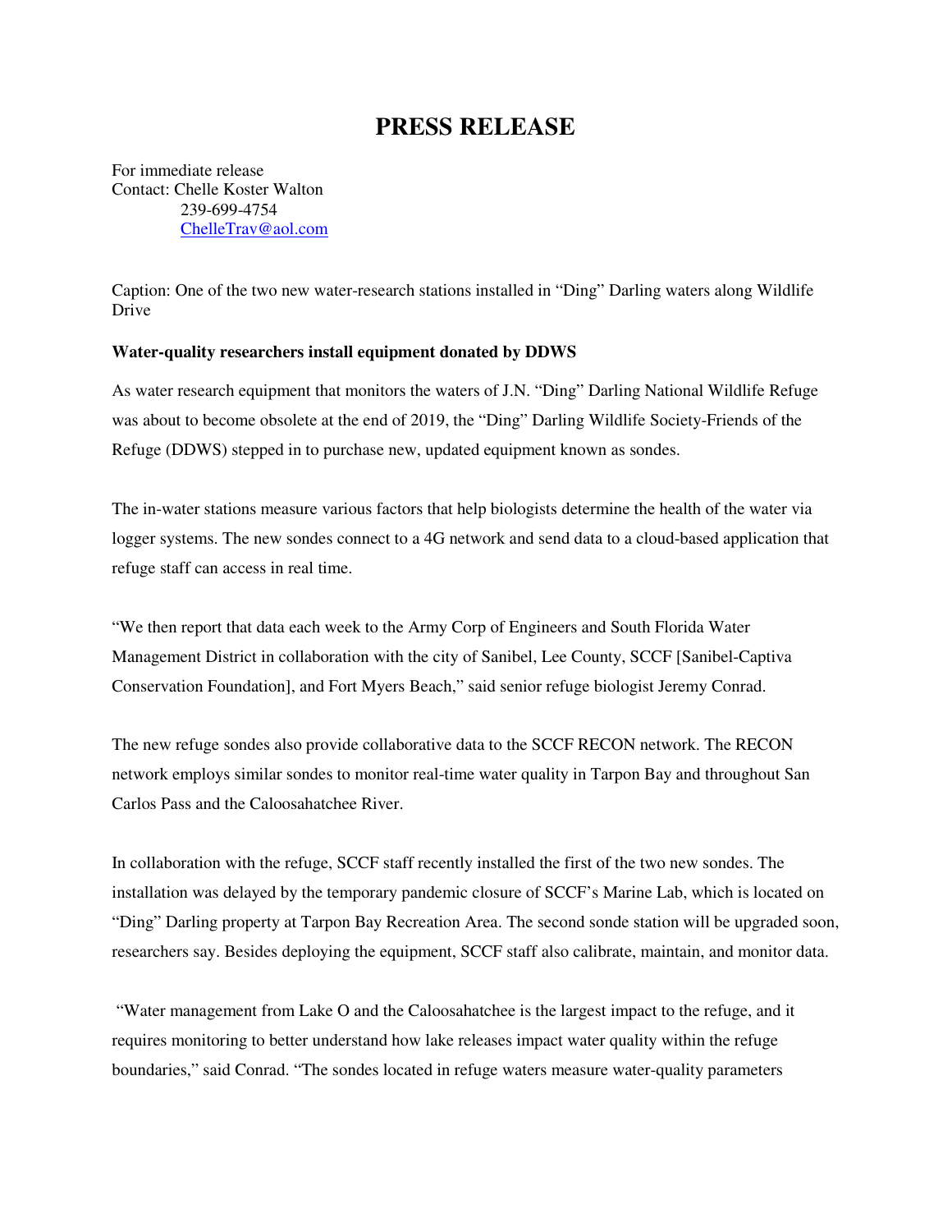# PRESS RELEASE

For immediate release
Contact: Chelle Koster Walton
239-699-4754
ChelleTrav@aol.com

Caption: One of the two new water-research stations installed in "Ding" Darling waters along Wildlife Drive

**Water-quality researchers install equipment donated by DDWS**

As water research equipment that monitors the waters of J.N. "Ding" Darling National Wildlife Refuge was about to become obsolete at the end of 2019, the "Ding" Darling Wildlife Society-Friends of the Refuge (DDWS) stepped in to purchase new, updated equipment known as sondes.

The in-water stations measure various factors that help biologists determine the health of the water via logger systems. The new sondes connect to a 4G network and send data to a cloud-based application that refuge staff can access in real time.

"We then report that data each week to the Army Corp of Engineers and South Florida Water Management District in collaboration with the city of Sanibel, Lee County, SCCF [Sanibel-Captiva Conservation Foundation], and Fort Myers Beach," said senior refuge biologist Jeremy Conrad.

The new refuge sondes also provide collaborative data to the SCCF RECON network. The RECON network employs similar sondes to monitor real-time water quality in Tarpon Bay and throughout San Carlos Pass and the Caloosahatchee River.

In collaboration with the refuge, SCCF staff recently installed the first of the two new sondes. The installation was delayed by the temporary pandemic closure of SCCF's Marine Lab, which is located on "Ding" Darling property at Tarpon Bay Recreation Area. The second sonde station will be upgraded soon, researchers say. Besides deploying the equipment, SCCF staff also calibrate, maintain, and monitor data.

"Water management from Lake O and the Caloosahatchee is the largest impact to the refuge, and it requires monitoring to better understand how lake releases impact water quality within the refuge boundaries," said Conrad. "The sondes located in refuge waters measure water-quality parameters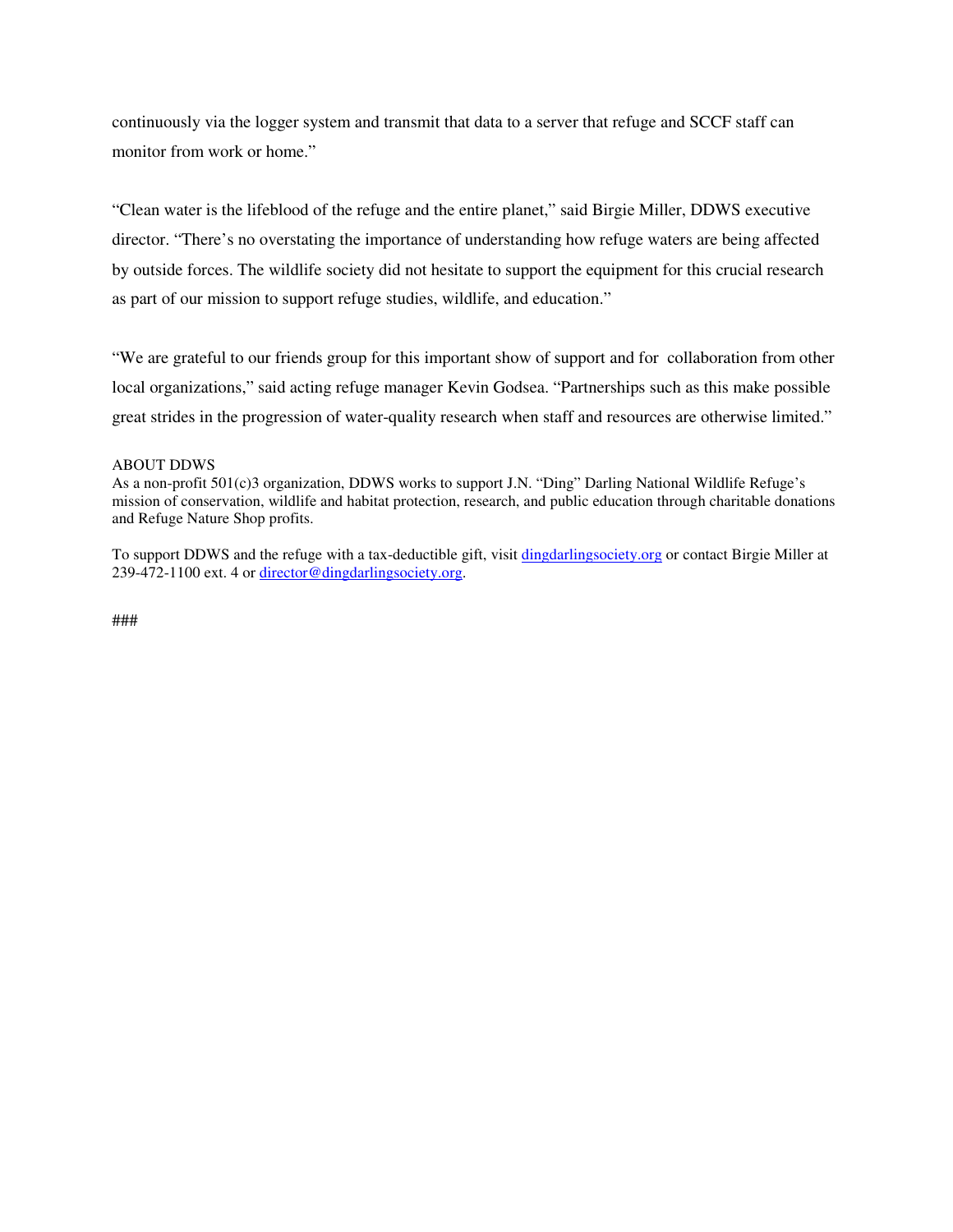continuously via the logger system and transmit that data to a server that refuge and SCCF staff can monitor from work or home."

"Clean water is the lifeblood of the refuge and the entire planet," said Birgie Miller, DDWS executive director. "There's no overstating the importance of understanding how refuge waters are being affected by outside forces. The wildlife society did not hesitate to support the equipment for this crucial research as part of our mission to support refuge studies, wildlife, and education."

"We are grateful to our friends group for this important show of support and for collaboration from other local organizations," said acting refuge manager Kevin Godsea. "Partnerships such as this make possible great strides in the progression of water-quality research when staff and resources are otherwise limited."

ABOUT DDWS

As a non-profit 501(c)3 organization, DDWS works to support J.N. "Ding" Darling National Wildlife Refuge's mission of conservation, wildlife and habitat protection, research, and public education through charitable donations and Refuge Nature Shop profits.

To support DDWS and the refuge with a tax-deductible gift, visit [dingdarlingsociety.org](dingdarlingsociety.org) or contact Birgie Miller at 239-472-1100 ext. 4 or [director@dingdarlingsociety.org](mailto:director@dingdarlingsociety.org).

###